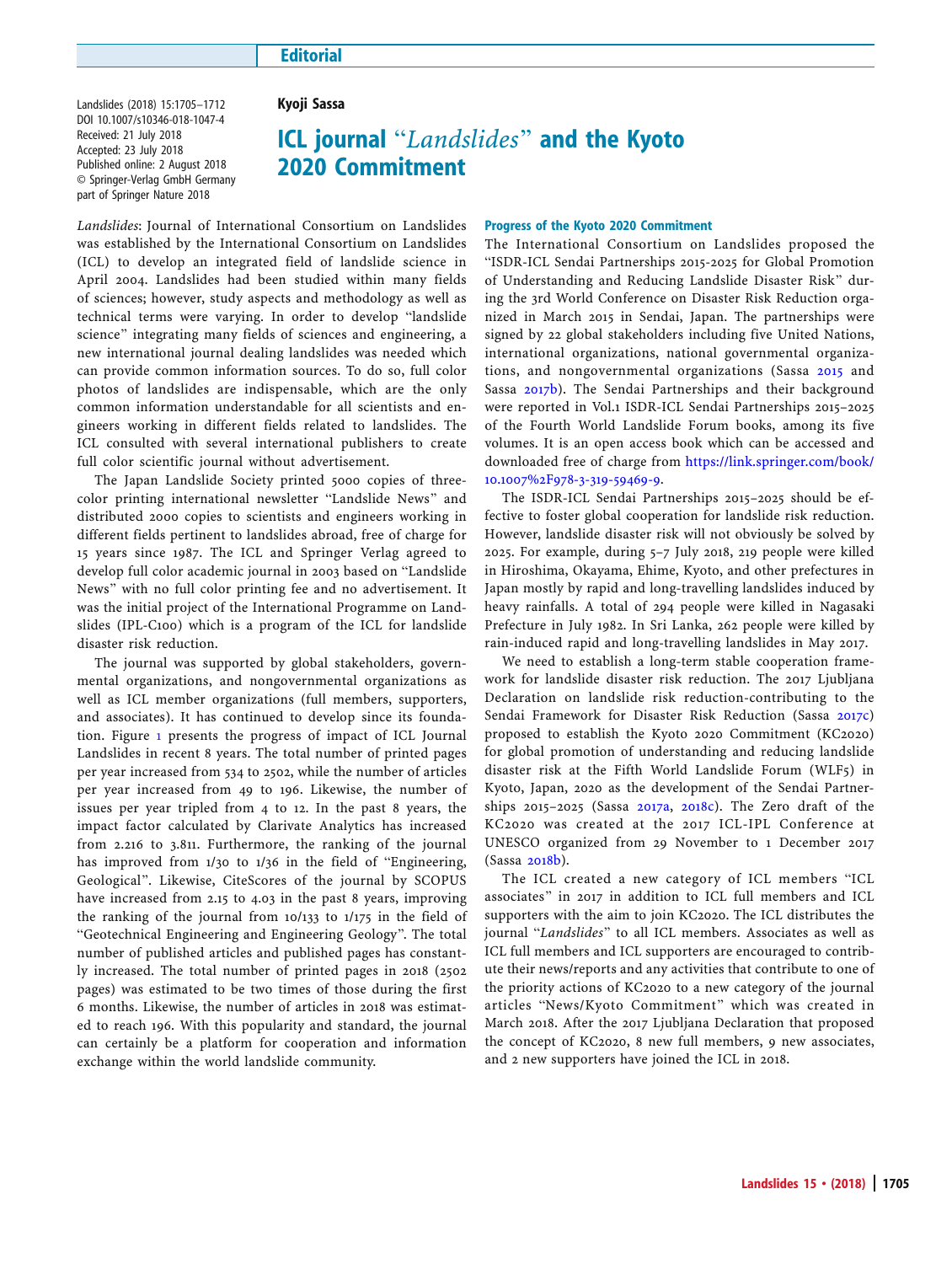Editorial

Landslides (2018) 15:1705–1712
DOI 10.1007/s10346-018-1047-4
Received: 21 July 2018
Accepted: 23 July 2018
Published online: 2 August 2018
© Springer-Verlag GmbH Germany part of Springer Nature 2018

**Kyoji Sassa**

# ICL journal "*Landslides*" and the Kyoto 2020 Commitment

*Landslides*: Journal of International Consortium on Landslides was established by the International Consortium on Landslides (ICL) to develop an integrated field of landslide science in April 2004. Landslides had been studied within many fields of sciences; however, study aspects and methodology as well as technical terms were varying. In order to develop "landslide science" integrating many fields of sciences and engineering, a new international journal dealing landslides was needed which can provide common information sources. To do so, full color photos of landslides are indispensable, which are the only common information understandable for all scientists and engineers working in different fields related to landslides. The ICL consulted with several international publishers to create full color scientific journal without advertisement.

The Japan Landslide Society printed 5000 copies of three-color printing international newsletter "Landslide News" and distributed 2000 copies to scientists and engineers working in different fields pertinent to landslides abroad, free of charge for 15 years since 1987. The ICL and Springer Verlag agreed to develop full color academic journal in 2003 based on "Landslide News" with no full color printing fee and no advertisement. It was the initial project of the International Programme on Landslides (IPL-C100) which is a program of the ICL for landslide disaster risk reduction.

The journal was supported by global stakeholders, governmental organizations, and nongovernmental organizations as well as ICL member organizations (full members, supporters, and associates). It has continued to develop since its foundation. Figure 1 presents the progress of impact of ICL Journal Landslides in recent 8 years. The total number of printed pages per year increased from 534 to 2502, while the number of articles per year increased from 49 to 196. Likewise, the number of issues per year tripled from 4 to 12. In the past 8 years, the impact factor calculated by Clarivate Analytics has increased from 2.216 to 3.811. Furthermore, the ranking of the journal has improved from 1/30 to 1/36 in the field of "Engineering, Geological". Likewise, CiteScores of the journal by SCOPUS have increased from 2.15 to 4.03 in the past 8 years, improving the ranking of the journal from 10/133 to 1/175 in the field of "Geotechnical Engineering and Engineering Geology". The total number of published articles and published pages has constantly increased. The total number of printed pages in 2018 (2502 pages) was estimated to be two times of those during the first 6 months. Likewise, the number of articles in 2018 was estimated to reach 196. With this popularity and standard, the journal can certainly be a platform for cooperation and information exchange within the world landslide community.

## Progress of the Kyoto 2020 Commitment

The International Consortium on Landslides proposed the "ISDR-ICL Sendai Partnerships 2015-2025 for Global Promotion of Understanding and Reducing Landslide Disaster Risk" during the 3rd World Conference on Disaster Risk Reduction organized in March 2015 in Sendai, Japan. The partnerships were signed by 22 global stakeholders including five United Nations, international organizations, national governmental organizations, and nongovernmental organizations (Sassa 2015 and Sassa 2017b). The Sendai Partnerships and their background were reported in Vol.1 ISDR-ICL Sendai Partnerships 2015–2025 of the Fourth World Landslide Forum books, among its five volumes. It is an open access book which can be accessed and downloaded free of charge from https://link.springer.com/book/10.1007%2F978-3-319-59469-9.

The ISDR-ICL Sendai Partnerships 2015–2025 should be effective to foster global cooperation for landslide risk reduction. However, landslide disaster risk will not obviously be solved by 2025. For example, during 5–7 July 2018, 219 people were killed in Hiroshima, Okayama, Ehime, Kyoto, and other prefectures in Japan mostly by rapid and long-travelling landslides induced by heavy rainfalls. A total of 294 people were killed in Nagasaki Prefecture in July 1982. In Sri Lanka, 262 people were killed by rain-induced rapid and long-travelling landslides in May 2017.

We need to establish a long-term stable cooperation framework for landslide disaster risk reduction. The 2017 Ljubljana Declaration on landslide risk reduction-contributing to the Sendai Framework for Disaster Risk Reduction (Sassa 2017c) proposed to establish the Kyoto 2020 Commitment (KC2020) for global promotion of understanding and reducing landslide disaster risk at the Fifth World Landslide Forum (WLF5) in Kyoto, Japan, 2020 as the development of the Sendai Partnerships 2015–2025 (Sassa 2017a, 2018c). The Zero draft of the KC2020 was created at the 2017 ICL-IPL Conference at UNESCO organized from 29 November to 1 December 2017 (Sassa 2018b).

The ICL created a new category of ICL members "ICL associates" in 2017 in addition to ICL full members and ICL supporters with the aim to join KC2020. The ICL distributes the journal "*Landslides*" to all ICL members. Associates as well as ICL full members and ICL supporters are encouraged to contribute their news/reports and any activities that contribute to one of the priority actions of KC2020 to a new category of the journal articles "News/Kyoto Commitment" which was created in March 2018. After the 2017 Ljubljana Declaration that proposed the concept of KC2020, 8 new full members, 9 new associates, and 2 new supporters have joined the ICL in 2018.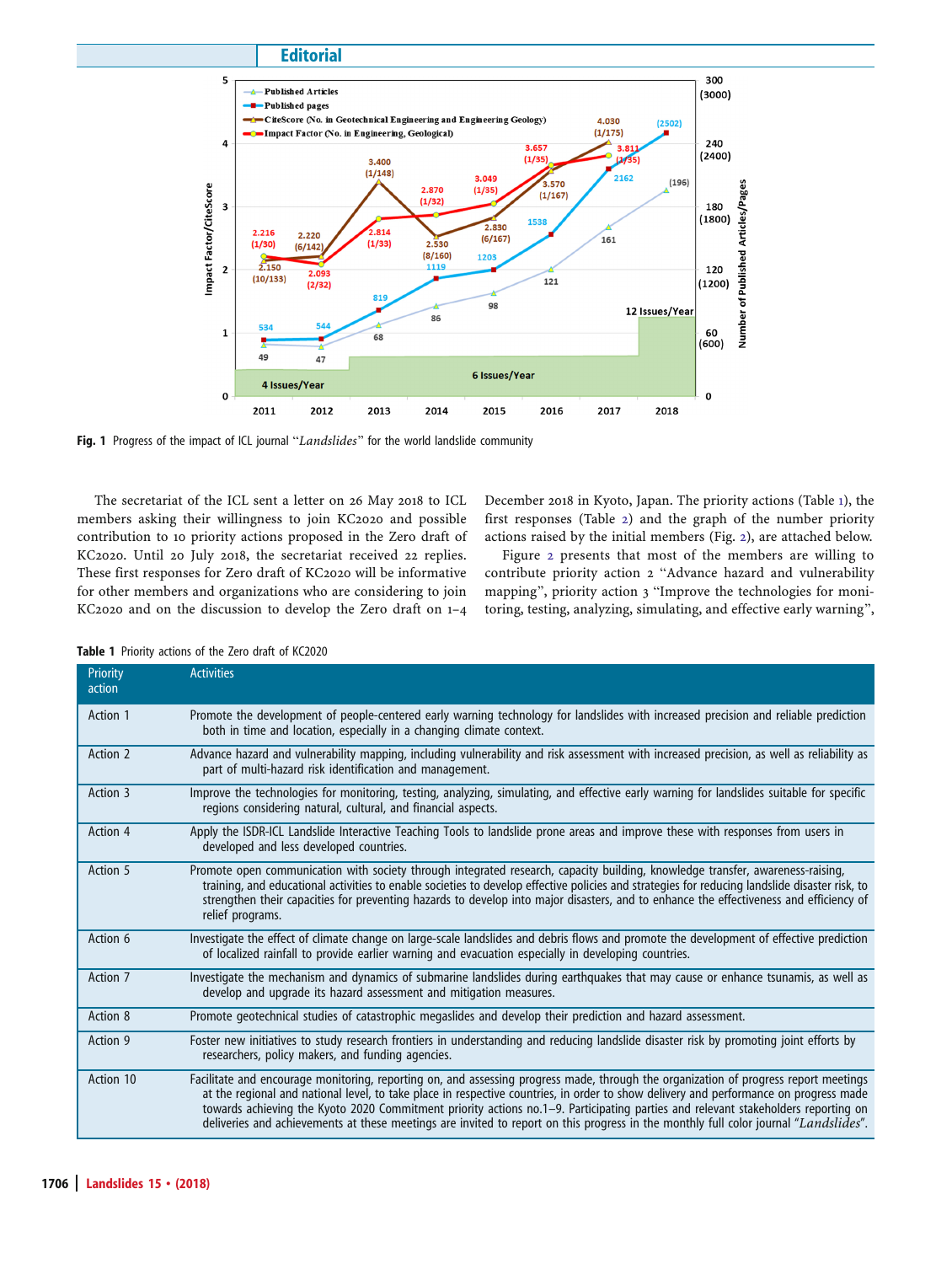Fig. 1 Progress of the impact of ICL journal "*Landslides*" for the world landslide community

The secretariat of the ICL sent a letter on 26 May 2018 to ICL members asking their willingness to join KC2020 and possible contribution to 10 priority actions proposed in the Zero draft of KC2020. Until 20 July 2018, the secretariat received 22 replies. These first responses for Zero draft of KC2020 will be informative for other members and organizations who are considering to join KC2020 and on the discussion to develop the Zero draft on 1–4 December 2018 in Kyoto, Japan. The priority actions (Table 1), the first responses (Table 2) and the graph of the number priority actions raised by the initial members (Fig. 2), are attached below.

Figure 2 presents that most of the members are willing to contribute priority action 2 "Advance hazard and vulnerability mapping", priority action 3 "Improve the technologies for monitoring, testing, analyzing, simulating, and effective early warning",

**Table 1** Priority actions of the Zero draft of KC2020

| Priority action | Activities |
|---|---|
| Action 1 | Promote the development of people-centered early warning technology for landslides with increased precision and reliable prediction both in time and location, especially in a changing climate context. |
| Action 2 | Advance hazard and vulnerability mapping, including vulnerability and risk assessment with increased precision, as well as reliability as part of multi-hazard risk identification and management. |
| Action 3 | Improve the technologies for monitoring, testing, analyzing, simulating, and effective early warning for landslides suitable for specific regions considering natural, cultural, and financial aspects. |
| Action 4 | Apply the ISDR-ICL Landslide Interactive Teaching Tools to landslide prone areas and improve these with responses from users in developed and less developed countries. |
| Action 5 | Promote open communication with society through integrated research, capacity building, knowledge transfer, awareness-raising, training, and educational activities to enable societies to develop effective policies and strategies for reducing landslide disaster risk, to strengthen their capacities for preventing hazards to develop into major disasters, and to enhance the effectiveness and efficiency of relief programs. |
| Action 6 | Investigate the effect of climate change on large-scale landslides and debris flows and promote the development of effective prediction of localized rainfall to provide earlier warning and evacuation especially in developing countries. |
| Action 7 | Investigate the mechanism and dynamics of submarine landslides during earthquakes that may cause or enhance tsunamis, as well as develop and upgrade its hazard assessment and mitigation measures. |
| Action 8 | Promote geotechnical studies of catastrophic megaslides and develop their prediction and hazard assessment. |
| Action 9 | Foster new initiatives to study research frontiers in understanding and reducing landslide disaster risk by promoting joint efforts by researchers, policy makers, and funding agencies. |
| Action 10 | Facilitate and encourage monitoring, reporting on, and assessing progress made, through the organization of progress report meetings at the regional and national level, to take place in respective countries, in order to show delivery and performance on progress made towards achieving the Kyoto 2020 Commitment priority actions no.1–9. Participating parties and relevant stakeholders reporting on deliveries and achievements at these meetings are invited to report on this progress in the monthly full color journal "*Landslides*". |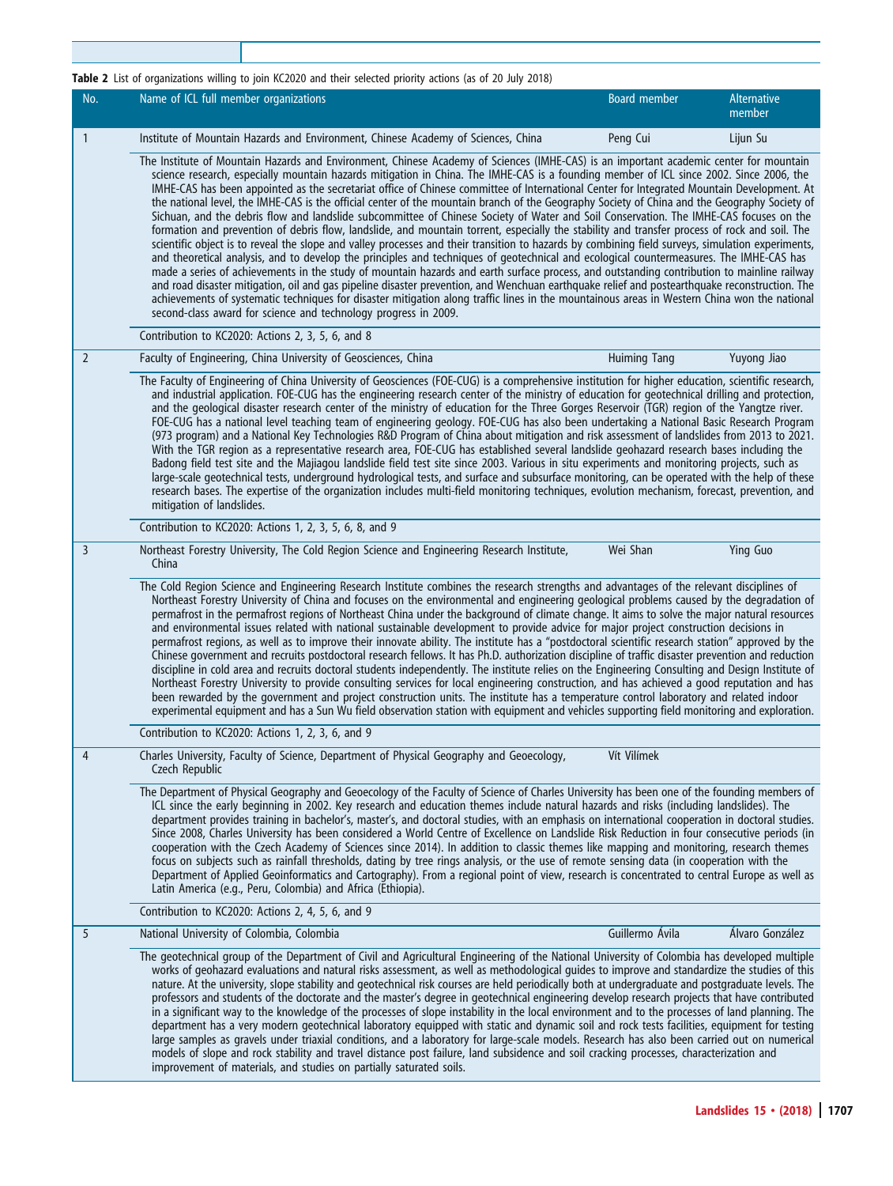**Table 2** List of organizations willing to join KC2020 and their selected priority actions (as of 20 July 2018)

| No. | Name of ICL full member organizations | Board member | Alternative member |
|---|---|---|---|
| 1 | Institute of Mountain Hazards and Environment, Chinese Academy of Sciences, China | Peng Cui | Lijun Su |
| | The Institute of Mountain Hazards and Environment, Chinese Academy of Sciences (IMHE-CAS) is an important academic center for mountain science research, especially mountain hazards mitigation in China. The IMHE-CAS is a founding member of ICL since 2002. Since 2006, the IMHE-CAS has been appointed as the secretariat office of Chinese committee of International Center for Integrated Mountain Development. At the national level, the IMHE-CAS is the official center of the mountain branch of the Geography Society of China and the Geography Society of Sichuan, and the debris flow and landslide subcommittee of Chinese Society of Water and Soil Conservation. The IMHE-CAS focuses on the formation and prevention of debris flow, landslide, and mountain torrent, especially the stability and transfer process of rock and soil. The scientific object is to reveal the slope and valley processes and their transition to hazards by combining field surveys, simulation experiments, and theoretical analysis, and to develop the principles and techniques of geotechnical and ecological countermeasures. The IMHE-CAS has made a series of achievements in the study of mountain hazards and earth surface process, and outstanding contribution to mainline railway and road disaster mitigation, oil and gas pipeline disaster prevention, and Wenchuan earthquake relief and postearthquake reconstruction. The achievements of systematic techniques for disaster mitigation along traffic lines in the mountainous areas in Western China won the national second-class award for science and technology progress in 2009. | | |
| | Contribution to KC2020: Actions 2, 3, 5, 6, and 8 | | |
| 2 | Faculty of Engineering, China University of Geosciences, China | Huiming Tang | Yuyong Jiao |
| | The Faculty of Engineering of China University of Geosciences (FOE-CUG) is a comprehensive institution for higher education, scientific research, and industrial application. FOE-CUG has the engineering research center of the ministry of education for geotechnical drilling and protection, and the geological disaster research center of the ministry of education for the Three Gorges Reservoir (TGR) region of the Yangtze river. FOE-CUG has a national level teaching team of engineering geology. FOE-CUG has also been undertaking a National Basic Research Program (973 program) and a National Key Technologies R&D Program of China about mitigation and risk assessment of landslides from 2013 to 2021. With the TGR region as a representative research area, FOE-CUG has established several landslide geohazard research bases including the Badong field test site and the Majiagou landslide field test site since 2003. Various in situ experiments and monitoring projects, such as large-scale geotechnical tests, underground hydrological tests, and surface and subsurface monitoring, can be operated with the help of these research bases. The expertise of the organization includes multi-field monitoring techniques, evolution mechanism, forecast, prevention, and mitigation of landslides. | | |
| | Contribution to KC2020: Actions 1, 2, 3, 5, 6, 8, and 9 | | |
| 3 | Northeast Forestry University, The Cold Region Science and Engineering Research Institute, China | Wei Shan | Ying Guo |
| | The Cold Region Science and Engineering Research Institute combines the research strengths and advantages of the relevant disciplines of Northeast Forestry University of China and focuses on the environmental and engineering geological problems caused by the degradation of permafrost in the permafrost regions of Northeast China under the background of climate change. It aims to solve the major natural resources and environmental issues related with national sustainable development to provide advice for major project construction decisions in permafrost regions, as well as to improve their innovate ability. The institute has a "postdoctoral scientific research station" approved by the Chinese government and recruits postdoctoral research fellows. It has Ph.D. authorization discipline of traffic disaster prevention and reduction discipline in cold area and recruits doctoral students independently. The institute relies on the Engineering Consulting and Design Institute of Northeast Forestry University to provide consulting services for local engineering construction, and has achieved a good reputation and has been rewarded by the government and project construction units. The institute has a temperature control laboratory and related indoor experimental equipment and has a Sun Wu field observation station with equipment and vehicles supporting field monitoring and exploration. | | |
| | Contribution to KC2020: Actions 1, 2, 3, 6, and 9 | | |
| 4 | Charles University, Faculty of Science, Department of Physical Geography and Geoecology, Czech Republic | Vít Vilímek | |
| | The Department of Physical Geography and Geoecology of the Faculty of Science of Charles University has been one of the founding members of ICL since the early beginning in 2002. Key research and education themes include natural hazards and risks (including landslides). The department provides training in bachelor's, master's, and doctoral studies, with an emphasis on international cooperation in doctoral studies. Since 2008, Charles University has been considered a World Centre of Excellence on Landslide Risk Reduction in four consecutive periods (in cooperation with the Czech Academy of Sciences since 2014). In addition to classic themes like mapping and monitoring, research themes focus on subjects such as rainfall thresholds, dating by tree rings analysis, or the use of remote sensing data (in cooperation with the Department of Applied Geoinformatics and Cartography). From a regional point of view, research is concentrated to central Europe as well as Latin America (e.g., Peru, Colombia) and Africa (Ethiopia). | | |
| | Contribution to KC2020: Actions 2, 4, 5, 6, and 9 | | |
| 5 | National University of Colombia, Colombia | Guillermo Ávila | Álvaro González |
| | The geotechnical group of the Department of Civil and Agricultural Engineering of the National University of Colombia has developed multiple works of geohazard evaluations and natural risks assessment, as well as methodological guides to improve and standardize the studies of this nature. At the university, slope stability and geotechnical risk courses are held periodically both at undergraduate and postgraduate levels. The professors and students of the doctorate and the master's degree in geotechnical engineering develop research projects that have contributed in a significant way to the knowledge of the processes of slope instability in the local environment and to the processes of land planning. The department has a very modern geotechnical laboratory equipped with static and dynamic soil and rock tests facilities, equipment for testing large samples as gravels under triaxial conditions, and a laboratory for large-scale models. Research has also been carried out on numerical models of slope and rock stability and travel distance post failure, land subsidence and soil cracking processes, characterization and improvement of materials, and studies on partially saturated soils. | | |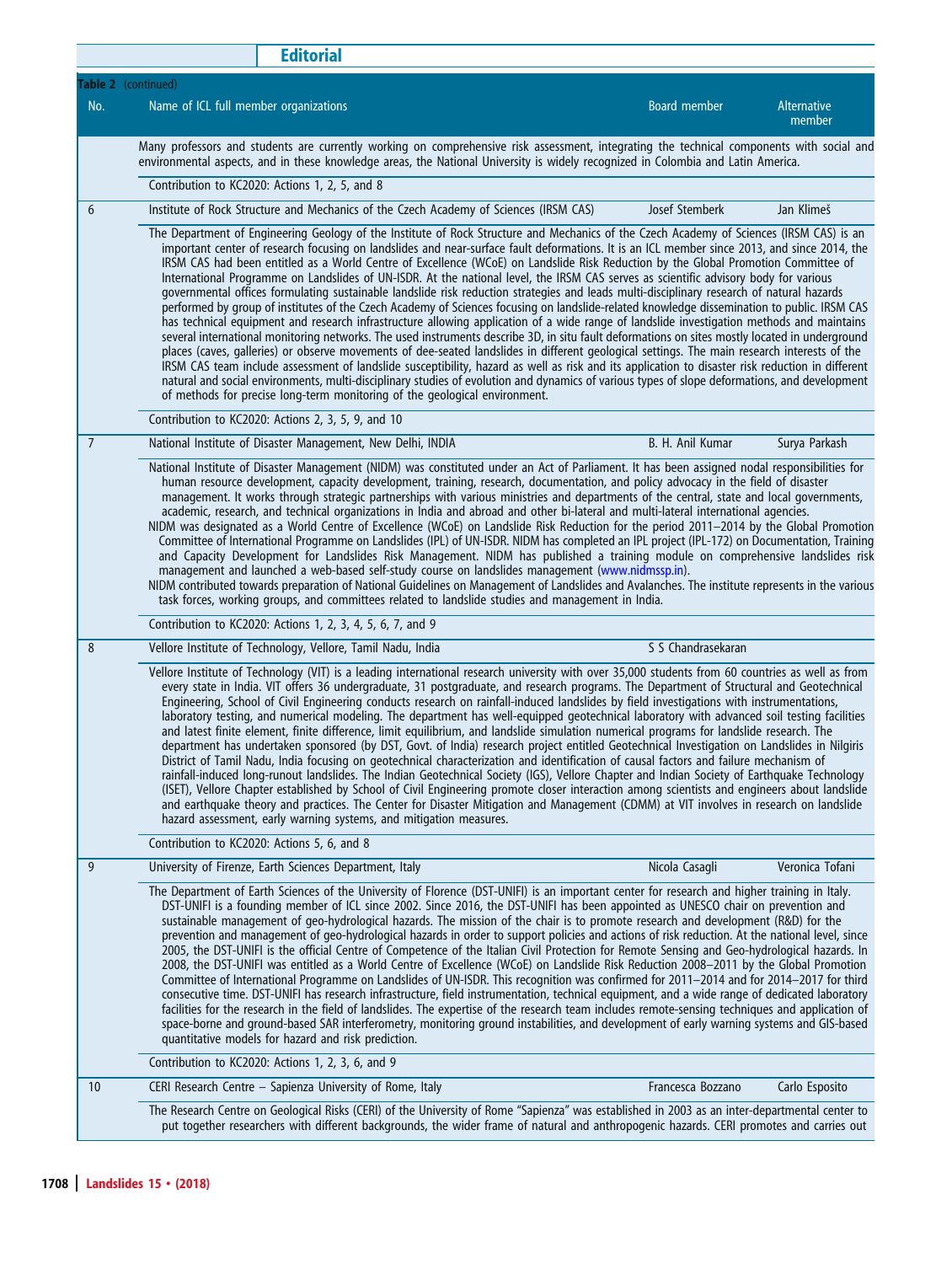**Table 2** (continued)

| No. | Name of ICL full member organizations | Board member | Alternative member |
|---|---|---|---|
| | Many professors and students are currently working on comprehensive risk assessment, integrating the technical components with social and environmental aspects, and in these knowledge areas, the National University is widely recognized in Colombia and Latin America. | | |
| | Contribution to KC2020: Actions 1, 2, 5, and 8 | | |
| 6 | Institute of Rock Structure and Mechanics of the Czech Academy of Sciences (IRSM CAS) | Josef Stemberk | Jan Klimeš |
| | The Department of Engineering Geology of the Institute of Rock Structure and Mechanics of the Czech Academy of Sciences (IRSM CAS) is an important center of research focusing on landslides and near-surface fault deformations. It is an ICL member since 2013, and since 2014, the IRSM CAS had been entitled as a World Centre of Excellence (WCoE) on Landslide Risk Reduction by the Global Promotion Committee of International Programme on Landslides of UN-ISDR. At the national level, the IRSM CAS serves as scientific advisory body for various governmental offices formulating sustainable landslide risk reduction strategies and leads multi-disciplinary research of natural hazards performed by group of institutes of the Czech Academy of Sciences focusing on landslide-related knowledge dissemination to public. IRSM CAS has technical equipment and research infrastructure allowing application of a wide range of landslide investigation methods and maintains several international monitoring networks. The used instruments describe 3D, in situ fault deformations on sites mostly located in underground places (caves, galleries) or observe movements of dee-seated landslides in different geological settings. The main research interests of the IRSM CAS team include assessment of landslide susceptibility, hazard as well as risk and its application to disaster risk reduction in different natural and social environments, multi-disciplinary studies of evolution and dynamics of various types of slope deformations, and development of methods for precise long-term monitoring of the geological environment. | | |
| | Contribution to KC2020: Actions 2, 3, 5, 9, and 10 | | |
| 7 | National Institute of Disaster Management, New Delhi, INDIA | B. H. Anil Kumar | Surya Parkash |
| | National Institute of Disaster Management (NIDM) was constituted under an Act of Parliament. It has been assigned nodal responsibilities for human resource development, capacity development, training, research, documentation, and policy advocacy in the field of disaster management. It works through strategic partnerships with various ministries and departments of the central, state and local governments, academic, research, and technical organizations in India and abroad and other bi-lateral and multi-lateral international agencies.<br>NIDM was designated as a World Centre of Excellence (WCoE) on Landslide Risk Reduction for the period 2011–2014 by the Global Promotion Committee of International Programme on Landslides (IPL) of UN-ISDR. NIDM has completed an IPL project (IPL-172) on Documentation, Training and Capacity Development for Landslides Risk Management. NIDM has published a training module on comprehensive landslides risk management and launched a web-based self-study course on landslides management (www.nidmssp.in).<br>NIDM contributed towards preparation of National Guidelines on Management of Landslides and Avalanches. The institute represents in the various task forces, working groups, and committees related to landslide studies and management in India. | | |
| | Contribution to KC2020: Actions 1, 2, 3, 4, 5, 6, 7, and 9 | | |
| 8 | Vellore Institute of Technology, Vellore, Tamil Nadu, India | S S Chandrasekaran | |
| | Vellore Institute of Technology (VIT) is a leading international research university with over 35,000 students from 60 countries as well as from every state in India. VIT offers 36 undergraduate, 31 postgraduate, and research programs. The Department of Structural and Geotechnical Engineering, School of Civil Engineering conducts research on rainfall-induced landslides by field investigations with instrumentations, laboratory testing, and numerical modeling. The department has well-equipped geotechnical laboratory with advanced soil testing facilities and latest finite element, finite difference, limit equilibrium, and landslide simulation numerical programs for landslide research. The department has undertaken sponsored (by DST, Govt. of India) research project entitled Geotechnical Investigation on Landslides in Nilgiris District of Tamil Nadu, India focusing on geotechnical characterization and identification of causal factors and failure mechanism of rainfall-induced long-runout landslides. The Indian Geotechnical Society (IGS), Vellore Chapter and Indian Society of Earthquake Technology (ISET), Vellore Chapter established by School of Civil Engineering promote closer interaction among scientists and engineers about landslide and earthquake theory and practices. The Center for Disaster Mitigation and Management (CDMM) at VIT involves in research on landslide hazard assessment, early warning systems, and mitigation measures. | | |
| | Contribution to KC2020: Actions 5, 6, and 8 | | |
| 9 | University of Firenze, Earth Sciences Department, Italy | Nicola Casagli | Veronica Tofani |
| | The Department of Earth Sciences of the University of Florence (DST-UNIFI) is an important center for research and higher training in Italy. DST-UNIFI is a founding member of ICL since 2002. Since 2016, the DST-UNIFI has been appointed as UNESCO chair on prevention and sustainable management of geo-hydrological hazards. The mission of the chair is to promote research and development (R&D) for the prevention and management of geo-hydrological hazards in order to support policies and actions of risk reduction. At the national level, since 2005, the DST-UNIFI is the official Centre of Competence of the Italian Civil Protection for Remote Sensing and Geo-hydrological hazards. In 2008, the DST-UNIFI was entitled as a World Centre of Excellence (WCoE) on Landslide Risk Reduction 2008–2011 by the Global Promotion Committee of International Programme on Landslides of UN-ISDR. This recognition was confirmed for 2011–2014 and for 2014–2017 for third consecutive time. DST-UNIFI has research infrastructure, field instrumentation, technical equipment, and a wide range of dedicated laboratory facilities for the research in the field of landslides. The expertise of the research team includes remote-sensing techniques and application of space-borne and ground-based SAR interferometry, monitoring ground instabilities, and development of early warning systems and GIS-based quantitative models for hazard and risk prediction. | | |
| | Contribution to KC2020: Actions 1, 2, 3, 6, and 9 | | |
| 10 | CERI Research Centre – Sapienza University of Rome, Italy | Francesca Bozzano | Carlo Esposito |
| | The Research Centre on Geological Risks (CERI) of the University of Rome "Sapienza" was established in 2003 as an inter-departmental center to put together researchers with different backgrounds, the wider frame of natural and anthropogenic hazards. CERI promotes and carries out | | |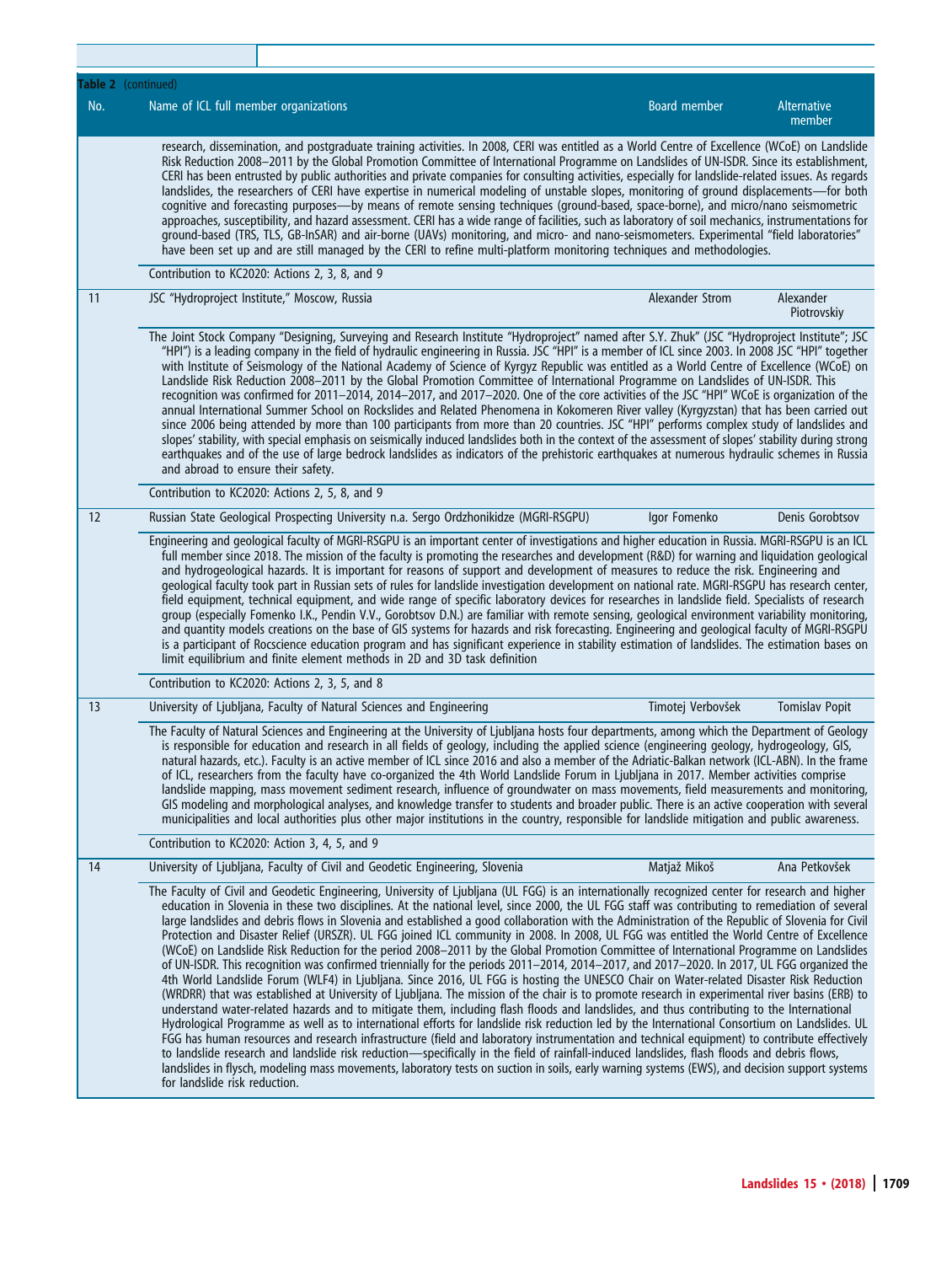Table 2 (continued)

| No. | Name of ICL full member organizations | Board member | Alternative member |
|---|---|---|---|
| | research, dissemination, and postgraduate training activities. In 2008, CERI was entitled as a World Centre of Excellence (WCoE) on Landslide Risk Reduction 2008–2011 by the Global Promotion Committee of International Programme on Landslides of UN-ISDR. Since its establishment, CERI has been entrusted by public authorities and private companies for consulting activities, especially for landslide-related issues. As regards landslides, the researchers of CERI have expertise in numerical modeling of unstable slopes, monitoring of ground displacements—for both cognitive and forecasting purposes—by means of remote sensing techniques (ground-based, space-borne), and micro/nano seismometric approaches, susceptibility, and hazard assessment. CERI has a wide range of facilities, such as laboratory of soil mechanics, instrumentations for ground-based (TRS, TLS, GB-InSAR) and air-borne (UAVs) monitoring, and micro- and nano-seismometers. Experimental "field laboratories" have been set up and are still managed by the CERI to refine multi-platform monitoring techniques and methodologies. | | |
| | Contribution to KC2020: Actions 2, 3, 8, and 9 | | |
| 11 | JSC "Hydroproject Institute," Moscow, Russia | Alexander Strom | Alexander Piotrovskiy |
| | The Joint Stock Company "Designing, Surveying and Research Institute "Hydroproject" named after S.Y. Zhuk" (JSC "Hydroproject Institute"; JSC "HPI") is a leading company in the field of hydraulic engineering in Russia. JSC "HPI" is a member of ICL since 2003. In 2008 JSC "HPI" together with Institute of Seismology of the National Academy of Science of Kyrgyz Republic was entitled as a World Centre of Excellence (WCoE) on Landslide Risk Reduction 2008–2011 by the Global Promotion Committee of International Programme on Landslides of UN-ISDR. This recognition was confirmed for 2011–2014, 2014–2017, and 2017–2020. One of the core activities of the JSC "HPI" WCoE is organization of the annual International Summer School on Rockslides and Related Phenomena in Kokomeren River valley (Kyrgyzstan) that has been carried out since 2006 being attended by more than 100 participants from more than 20 countries. JSC "HPI" performs complex study of landslides and slopes' stability, with special emphasis on seismically induced landslides both in the context of the assessment of slopes' stability during strong earthquakes and of the use of large bedrock landslides as indicators of the prehistoric earthquakes at numerous hydraulic schemes in Russia and abroad to ensure their safety. | | |
| | Contribution to KC2020: Actions 2, 5, 8, and 9 | | |
| 12 | Russian State Geological Prospecting University n.a. Sergo Ordzhonikidze (MGRI-RSGPU) | Igor Fomenko | Denis Gorobtsov |
| | Engineering and geological faculty of MGRI-RSGPU is an important center of investigations and higher education in Russia. MGRI-RSGPU is an ICL full member since 2018. The mission of the faculty is promoting the researches and development (R&D) for warning and liquidation geological and hydrogeological hazards. It is important for reasons of support and development of measures to reduce the risk. Engineering and geological faculty took part in Russian sets of rules for landslide investigation development on national rate. MGRI-RSGPU has research center, field equipment, technical equipment, and wide range of specific laboratory devices for researches in landslide field. Specialists of research group (especially Fomenko I.K., Pendin V.V., Gorobtsov D.N.) are familiar with remote sensing, geological environment variability monitoring, and quantity models creations on the base of GIS systems for hazards and risk forecasting. Engineering and geological faculty of MGRI-RSGPU is a participant of Rocscience education program and has significant experience in stability estimation of landslides. The estimation bases on limit equilibrium and finite element methods in 2D and 3D task definition | | |
| | Contribution to KC2020: Actions 2, 3, 5, and 8 | | |
| 13 | University of Ljubljana, Faculty of Natural Sciences and Engineering | Timotej Verbovšek | Tomislav Popit |
| | The Faculty of Natural Sciences and Engineering at the University of Ljubljana hosts four departments, among which the Department of Geology is responsible for education and research in all fields of geology, including the applied science (engineering geology, hydrogeology, GIS, natural hazards, etc.). Faculty is an active member of ICL since 2016 and also a member of the Adriatic-Balkan network (ICL-ABN). In the frame of ICL, researchers from the faculty have co-organized the 4th World Landslide Forum in Ljubljana in 2017. Member activities comprise landslide mapping, mass movement sediment research, influence of groundwater on mass movements, field measurements and monitoring, GIS modeling and morphological analyses, and knowledge transfer to students and broader public. There is an active cooperation with several municipalities and local authorities plus other major institutions in the country, responsible for landslide mitigation and public awareness. | | |
| | Contribution to KC2020: Action 3, 4, 5, and 9 | | |
| 14 | University of Ljubljana, Faculty of Civil and Geodetic Engineering, Slovenia | Matjaž Mikoš | Ana Petkovšek |
| | The Faculty of Civil and Geodetic Engineering, University of Ljubljana (UL FGG) is an internationally recognized center for research and higher education in Slovenia in these two disciplines. At the national level, since 2000, the UL FGG staff was contributing to remediation of several large landslides and debris flows in Slovenia and established a good collaboration with the Administration of the Republic of Slovenia for Civil Protection and Disaster Relief (URSZR). UL FGG joined ICL community in 2008. In 2008, UL FGG was entitled the World Centre of Excellence (WCoE) on Landslide Risk Reduction for the period 2008–2011 by the Global Promotion Committee of International Programme on Landslides of UN-ISDR. This recognition was confirmed triennially for the periods 2011–2014, 2014–2017, and 2017–2020. In 2017, UL FGG organized the 4th World Landslide Forum (WLF4) in Ljubljana. Since 2016, UL FGG is hosting the UNESCO Chair on Water-related Disaster Risk Reduction (WRDRR) that was established at University of Ljubljana. The mission of the chair is to promote research in experimental river basins (ERB) to understand water-related hazards and to mitigate them, including flash floods and landslides, and thus contributing to the International Hydrological Programme as well as to international efforts for landslide risk reduction led by the International Consortium on Landslides. UL FGG has human resources and research infrastructure (field and laboratory instrumentation and technical equipment) to contribute effectively to landslide research and landslide risk reduction—specifically in the field of rainfall-induced landslides, flash floods and debris flows, landslides in flysch, modeling mass movements, laboratory tests on suction in soils, early warning systems (EWS), and decision support systems for landslide risk reduction. | | |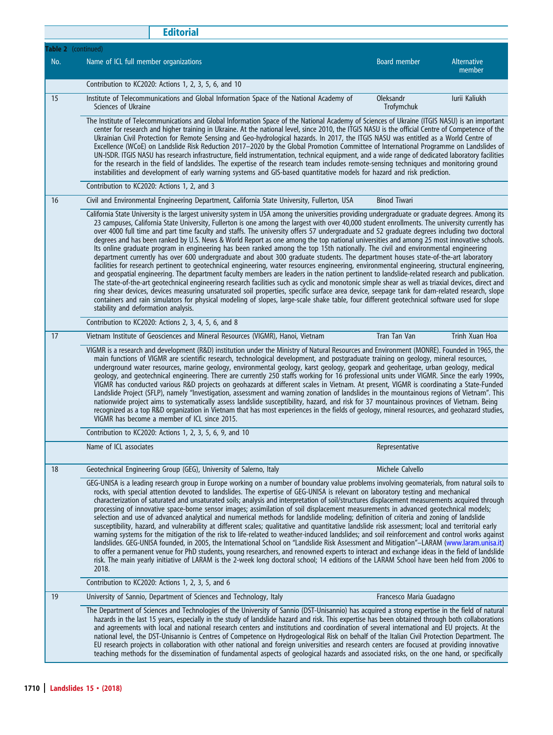**Table 2** (continued)

| No. | Name of ICL full member organizations | Board member | Alternative member |
|---|---|---|---|
| | Contribution to KC2020: Actions 1, 2, 3, 5, 6, and 10 | | |
| 15 | Institute of Telecommunications and Global Information Space of the National Academy of Sciences of Ukraine | Oleksandr Trofymchuk | Iurii Kaliukh |
| | The Institute of Telecommunications and Global Information Space of the National Academy of Sciences of Ukraine (ITGIS NASU) is an important center for research and higher training in Ukraine. At the national level, since 2010, the ITGIS NASU is the official Centre of Competence of the Ukrainian Civil Protection for Remote Sensing and Geo-hydrological hazards. In 2017, the ITGIS NASU was entitled as a World Centre of Excellence (WCoE) on Landslide Risk Reduction 2017–2020 by the Global Promotion Committee of International Programme on Landslides of UN-ISDR. ITGIS NASU has research infrastructure, field instrumentation, technical equipment, and a wide range of dedicated laboratory facilities for the research in the field of landslides. The expertise of the research team includes remote-sensing techniques and monitoring ground instabilities and development of early warning systems and GIS-based quantitative models for hazard and risk prediction. | | |
| | Contribution to KC2020: Actions 1, 2, and 3 | | |
| 16 | Civil and Environmental Engineering Department, California State University, Fullerton, USA | Binod Tiwari | |
| | California State University is the largest university system in USA among the universities providing undergraduate or graduate degrees. Among its 23 campuses, California State University, Fullerton is one among the largest with over 40,000 student enrollments. The university currently has over 4000 full time and part time faculty and staffs. The university offers 57 undergraduate and 52 graduate degrees including two doctoral degrees and has been ranked by U.S. News & World Report as one among the top national universities and among 25 most innovative schools. Its online graduate program in engineering has been ranked among the top 15th nationally. The civil and environmental engineering department currently has over 600 undergraduate and about 300 graduate students. The department houses state-of-the-art laboratory facilities for research pertinent to geotechnical engineering, water resources engineering, environmental engineering, structural engineering, and geospatial engineering. The department faculty members are leaders in the nation pertinent to landslide-related research and publication. The state-of-the-art geotechnical engineering research facilities such as cyclic and monotonic simple shear as well as triaxial devices, direct and ring shear devices, devices measuring unsaturated soil properties, specific surface area device, seepage tank for dam-related research, slope containers and rain simulators for physical modeling of slopes, large-scale shake table, four different geotechnical software used for slope stability and deformation analysis. | | |
| | Contribution to KC2020: Actions 2, 3, 4, 5, 6, and 8 | | |
| 17 | Vietnam Institute of Geosciences and Mineral Resources (VIGMR), Hanoi, Vietnam | Tran Tan Van | Trinh Xuan Hoa |
| | VIGMR is a research and development (R&D) institution under the Ministry of Natural Resources and Environment (MONRE). Founded in 1965, the main functions of VIGMR are scientific research, technological development, and postgraduate training on geology, mineral resources, underground water resources, marine geology, environmental geology, karst geology, geopark and geoheritage, urban geology, medical geology, and geotechnical engineering. There are currently 250 staffs working for 16 professional units under VIGMR. Since the early 1990s, VIGMR has conducted various R&D projects on geohazards at different scales in Vietnam. At present, VIGMR is coordinating a State-Funded Landslide Project (SFLP), namely "Investigation, assessment and warning zonation of landslides in the mountainous regions of Vietnam". This nationwide project aims to systematically assess landslide susceptibility, hazard, and risk for 37 mountainous provinces of Vietnam. Being recognized as a top R&D organization in Vietnam that has most experiences in the fields of geology, mineral resources, and geohazard studies, VIGMR has become a member of ICL since 2015. | | |
| | Contribution to KC2020: Actions 1, 2, 3, 5, 6, 9, and 10 | | |
| | Name of ICL associates | Representative | |
| 18 | Geotechnical Engineering Group (GEG), University of Salerno, Italy | Michele Calvello | |
| | GEG-UNISA is a leading research group in Europe working on a number of boundary value problems involving geomaterials, from natural soils to rocks, with special attention devoted to landslides. The expertise of GEG-UNISA is relevant on laboratory testing and mechanical characterization of saturated and unsaturated soils; analysis and interpretation of soil/structures displacement measurements acquired through processing of innovative space-borne sensor images; assimilation of soil displacement measurements in advanced geotechnical models; selection and use of advanced analytical and numerical methods for landslide modeling; definition of criteria and zoning of landslide susceptibility, hazard, and vulnerability at different scales; qualitative and quantitative landslide risk assessment; local and territorial early warning systems for the mitigation of the risk to life-related to weather-induced landslides; and soil reinforcement and control works against landslides. GEG-UNISA founded, in 2005, the International School on "Landslide Risk Assessment and Mitigation"–LARAM (www.laram.unisa.it) to offer a permanent venue for PhD students, young researchers, and renowned experts to interact and exchange ideas in the field of landslide risk. The main yearly initiative of LARAM is the 2-week long doctoral school; 14 editions of the LARAM School have been held from 2006 to 2018. | | |
| | Contribution to KC2020: Actions 1, 2, 3, 5, and 6 | | |
| 19 | University of Sannio, Department of Sciences and Technology, Italy | Francesco Maria Guadagno | |
| | The Department of Sciences and Technologies of the University of Sannio (DST-Unisannio) has acquired a strong expertise in the field of natural hazards in the last 15 years, especially in the study of landslide hazard and risk. This expertise has been obtained through both collaborations and agreements with local and national research centers and institutions and coordination of several international and EU projects. At the national level, the DST-Unisannio is Centres of Competence on Hydrogeological Risk on behalf of the Italian Civil Protection Department. The EU research projects in collaboration with other national and foreign universities and research centers are focused on providing innovative teaching methods for the dissemination of fundamental aspects of geological hazards and associated risks, on the one hand, or specifically | | |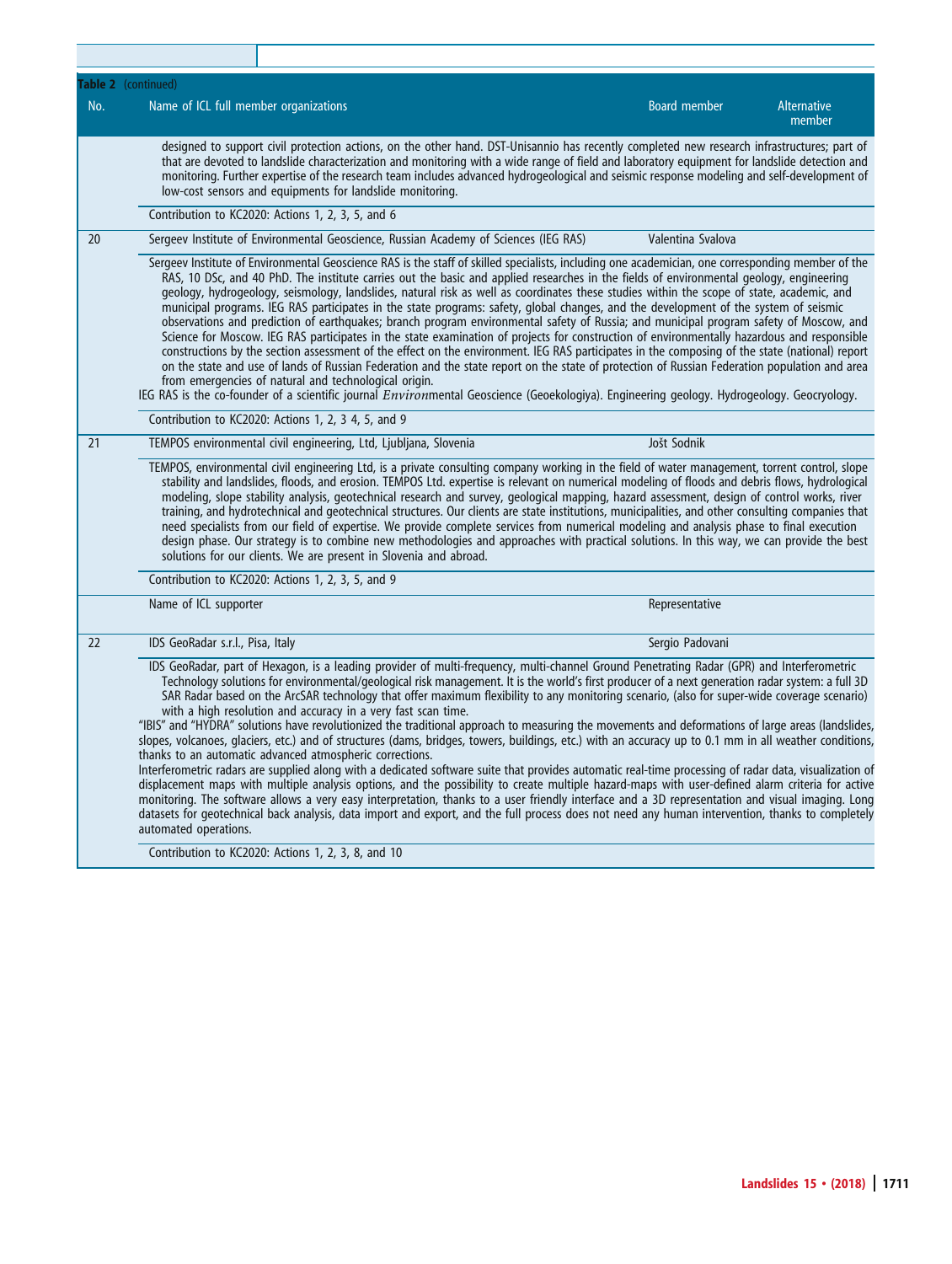**Table 2** (continued)

| No. | Name of ICL full member organizations | Board member | Alternative member |
|---|---|---|---|
| | designed to support civil protection actions, on the other hand. DST-Unisannio has recently completed new research infrastructures; part of that are devoted to landslide characterization and monitoring with a wide range of field and laboratory equipment for landslide detection and monitoring. Further expertise of the research team includes advanced hydrogeological and seismic response modeling and self-development of low-cost sensors and equipments for landslide monitoring. | | |
| | Contribution to KC2020: Actions 1, 2, 3, 5, and 6 | | |
| 20 | Sergeev Institute of Environmental Geoscience, Russian Academy of Sciences (IEG RAS) | Valentina Svalova | |
| | Sergeev Institute of Environmental Geoscience RAS is the staff of skilled specialists, including one academician, one corresponding member of the RAS, 10 DSc, and 40 PhD. The institute carries out the basic and applied researches in the fields of environmental geology, engineering geology, hydrogeology, seismology, landslides, natural risk as well as coordinates these studies within the scope of state, academic, and municipal programs. IEG RAS participates in the state programs: safety, global changes, and the development of the system of seismic observations and prediction of earthquakes; branch program environmental safety of Russia; and municipal program safety of Moscow, and Science for Moscow. IEG RAS participates in the state examination of projects for construction of environmentally hazardous and responsible constructions by the section assessment of the effect on the environment. IEG RAS participates in the composing of the state (national) report on the state and use of lands of Russian Federation and the state report on the state of protection of Russian Federation population and area from emergencies of natural and technological origin. IEG RAS is the co-founder of a scientific journal *Environ*mental Geoscience (Geoekologiya). Engineering geology. Hydrogeology. Geocryology. | | |
| | Contribution to KC2020: Actions 1, 2, 3 4, 5, and 9 | | |
| 21 | TEMPOS environmental civil engineering, Ltd, Ljubljana, Slovenia | Jošt Sodnik | |
| | TEMPOS, environmental civil engineering Ltd, is a private consulting company working in the field of water management, torrent control, slope stability and landslides, floods, and erosion. TEMPOS Ltd. expertise is relevant on numerical modeling of floods and debris flows, hydrological modeling, slope stability analysis, geotechnical research and survey, geological mapping, hazard assessment, design of control works, river training, and hydrotechnical and geotechnical structures. Our clients are state institutions, municipalities, and other consulting companies that need specialists from our field of expertise. We provide complete services from numerical modeling and analysis phase to final execution design phase. Our strategy is to combine new methodologies and approaches with practical solutions. In this way, we can provide the best solutions for our clients. We are present in Slovenia and abroad. | | |
| | Contribution to KC2020: Actions 1, 2, 3, 5, and 9 | | |
| | Name of ICL supporter | Representative | |
| 22 | IDS GeoRadar s.r.l., Pisa, Italy | Sergio Padovani | |
| | IDS GeoRadar, part of Hexagon, is a leading provider of multi-frequency, multi-channel Ground Penetrating Radar (GPR) and Interferometric Technology solutions for environmental/geological risk management. It is the world's first producer of a next generation radar system: a full 3D SAR Radar based on the ArcSAR technology that offer maximum flexibility to any monitoring scenario, (also for super-wide coverage scenario) with a high resolution and accuracy in a very fast scan time. "IBIS" and "HYDRA" solutions have revolutionized the traditional approach to measuring the movements and deformations of large areas (landslides, slopes, volcanoes, glaciers, etc.) and of structures (dams, bridges, towers, buildings, etc.) with an accuracy up to 0.1 mm in all weather conditions, thanks to an automatic advanced atmospheric corrections. Interferometric radars are supplied along with a dedicated software suite that provides automatic real-time processing of radar data, visualization of displacement maps with multiple analysis options, and the possibility to create multiple hazard-maps with user-defined alarm criteria for active monitoring. The software allows a very easy interpretation, thanks to a user friendly interface and a 3D representation and visual imaging. Long datasets for geotechnical back analysis, data import and export, and the full process does not need any human intervention, thanks to completely automated operations. | | |
| | Contribution to KC2020: Actions 1, 2, 3, 8, and 10 | | |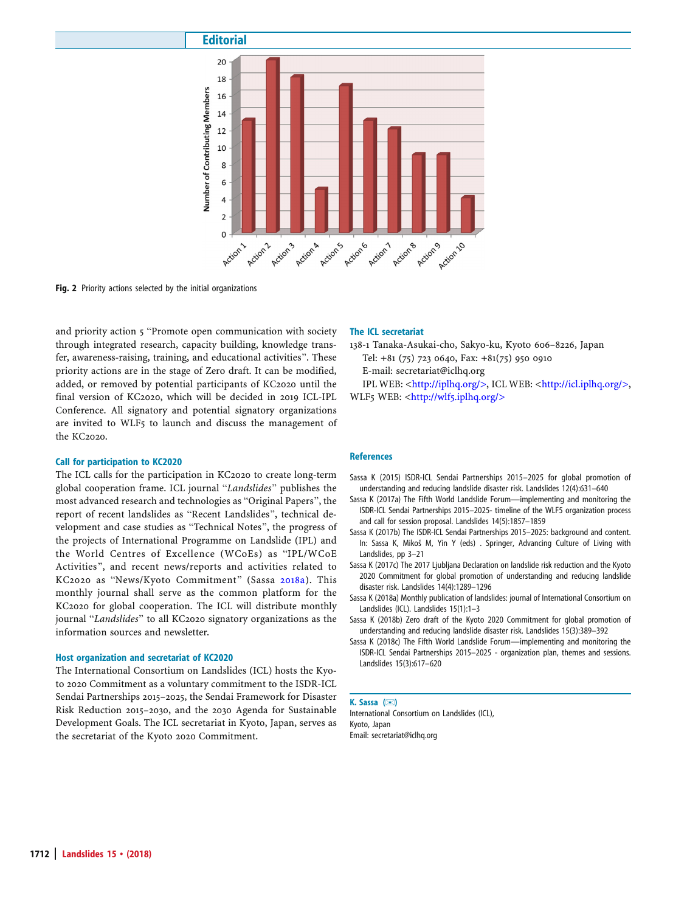Number of Contributing Members

0
2
4
6
8
10
12
14
16
18
20

Action 1
Action 2
Action 3
Action 4
Action 5
Action 6
Action 7
Action 8
Action 9
Action 10

**Fig. 2** Priority actions selected by the initial organizations

and priority action 5 "Promote open communication with society through integrated research, capacity building, knowledge transfer, awareness-raising, training, and educational activities". These priority actions are in the stage of Zero draft. It can be modified, added, or removed by potential participants of KC2020 until the final version of KC2020, which will be decided in 2019 ICL-IPL Conference. All signatory and potential signatory organizations are invited to WLF5 to launch and discuss the management of the KC2020.

### Call for participation to KC2020

The ICL calls for the participation in KC2020 to create long-term global cooperation frame. ICL journal "*Landslides*" publishes the most advanced research and technologies as "Original Papers", the report of recent landslides as "Recent Landslides", technical development and case studies as "Technical Notes", the progress of the projects of International Programme on Landslide (IPL) and the World Centres of Excellence (WCoEs) as "IPL/WCoE Activities", and recent news/reports and activities related to KC2020 as "News/Kyoto Commitment" (Sassa 2018a). This monthly journal shall serve as the common platform for the KC2020 for global cooperation. The ICL will distribute monthly journal "*Landslides*" to all KC2020 signatory organizations as the information sources and newsletter.

### Host organization and secretariat of KC2020

The International Consortium on Landslides (ICL) hosts the Kyoto 2020 Commitment as a voluntary commitment to the ISDR-ICL Sendai Partnerships 2015–2025, the Sendai Framework for Disaster Risk Reduction 2015–2030, and the 2030 Agenda for Sustainable Development Goals. The ICL secretariat in Kyoto, Japan, serves as the secretariat of the Kyoto 2020 Commitment.

### The ICL secretariat

138-1 Tanaka-Asukai-cho, Sakyo-ku, Kyoto 606–8226, Japan
Tel: +81 (75) 723 0640, Fax: +81(75) 950 0910
E-mail: secretariat@iclhq.org
IPL WEB: <http://iplhq.org/>, ICL WEB: <http://icl.iplhq.org/>, WLF5 WEB: <http://wlf5.iplhq.org/>

### References

Sassa K (2015) ISDR-ICL Sendai Partnerships 2015–2025 for global promotion of understanding and reducing landslide disaster risk. Landslides 12(4):631–640

Sassa K (2017a) The Fifth World Landslide Forum—implementing and monitoring the ISDR-ICL Sendai Partnerships 2015–2025- timeline of the WLF5 organization process and call for session proposal. Landslides 14(5):1857–1859

Sassa K (2017b) The ISDR-ICL Sendai Partnerships 2015–2025: background and content. In: Sassa K, Mikoš M, Yin Y (eds) . Springer, Advancing Culture of Living with Landslides, pp 3–21

Sassa K (2017c) The 2017 Ljubljana Declaration on landslide risk reduction and the Kyoto 2020 Commitment for global promotion of understanding and reducing landslide disaster risk. Landslides 14(4):1289–1296

Sassa K (2018a) Monthly publication of landslides: journal of International Consortium on Landslides (ICL). Landslides 15(1):1–3

Sassa K (2018b) Zero draft of the Kyoto 2020 Commitment for global promotion of understanding and reducing landslide disaster risk. Landslides 15(3):389–392

Sassa K (2018c) The Fifth World Landslide Forum—implementing and monitoring the ISDR-ICL Sendai Partnerships 2015–2025 - organization plan, themes and sessions. Landslides 15(3):617–620

**K. Sassa** (✉)
International Consortium on Landslides (ICL),
Kyoto, Japan
Email: secretariat@iclhq.org